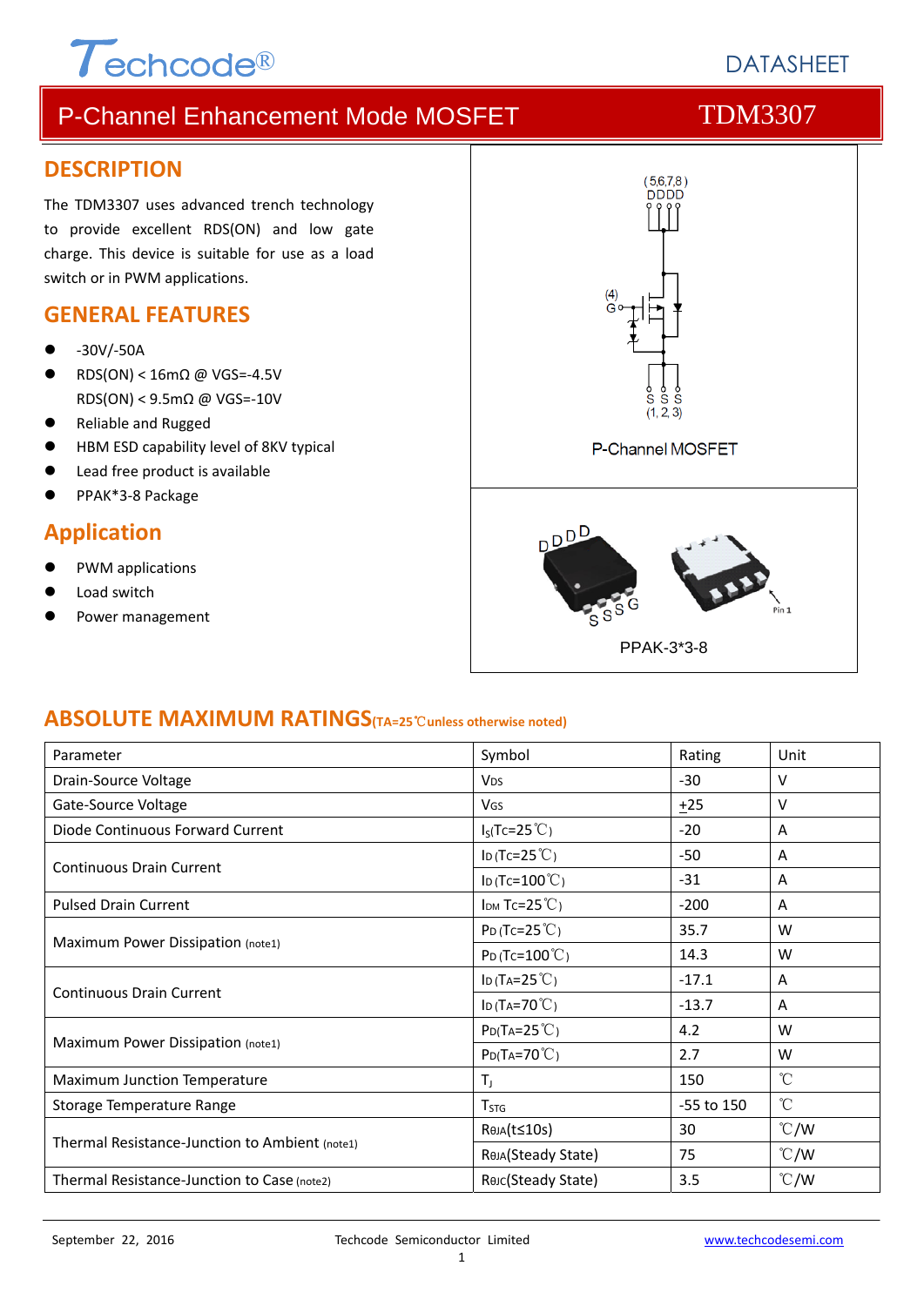# P-Channel Enhancement Mode MOSFET — TDM3307

DATASHEET

## DESCRIPTION

The TDM3307 uses advanced trench technology to provide excellent RDS(ON) and low gate charge. This device is suitable for use as a load switch or in PWM applications.

## GENERAL FEATURES

- -30V/-50A
- RDS(ON) < 16mΩ @ VGS=-4.5V
  RDS(ON) < 9.5mΩ @ VGS=-10V
- Reliable and Rugged
- HBM ESD capability level of 8KV typical
- Lead free product is available
- PPAK*3-8 Package

## Application

- PWM applications
- Load switch
- Power management

(5,6,7,8) D D D D

(4) G

S S S (1, 2, 3)

P-Channel MOSFET

PPAK-3*3-8

## ABSOLUTE MAXIMUM RATINGS (TA=25℃unless otherwise noted)

| Parameter | Symbol | Rating | Unit |
|---|---|---|---|
| Drain-Source Voltage | $V_{DS}$ | -30 | V |
| Gate-Source Voltage | $V_{GS}$ | ±25 | V |
| Diode Continuous Forward Current | $I_S$(Tc=25℃) | -20 | A |
| Continuous Drain Current | $I_D$ (Tc=25℃) | -50 | A |
| | $I_D$ (Tc=100℃) | -31 | A |
| Pulsed Drain Current | $I_{DM}$ Tc=25℃) | -200 | A |
| Maximum Power Dissipation (note1) | $P_D$ (Tc=25℃) | 35.7 | W |
| | $P_D$ (Tc=100℃) | 14.3 | W |
| Continuous Drain Current | $I_D$ (TA=25℃) | -17.1 | A |
| | $I_D$ (TA=70℃) | -13.7 | A |
| Maximum Power Dissipation (note1) | $P_D$(TA=25℃) | 4.2 | W |
| | $P_D$(TA=70℃) | 2.7 | W |
| Maximum Junction Temperature | $T_J$ | 150 | ℃ |
| Storage Temperature Range | $T_{STG}$ | -55 to 150 | ℃ |
| Thermal Resistance-Junction to Ambient (note1) | $R_{\theta JA}$(t≤10s) | 30 | ℃/W |
| | $R_{\theta JA}$(Steady State) | 75 | ℃/W |
| Thermal Resistance-Junction to Case (note2) | $R_{\theta JC}$(Steady State) | 3.5 | ℃/W |

September 22, 2016 — Techcode Semiconductor Limited — www.techcodesemi.com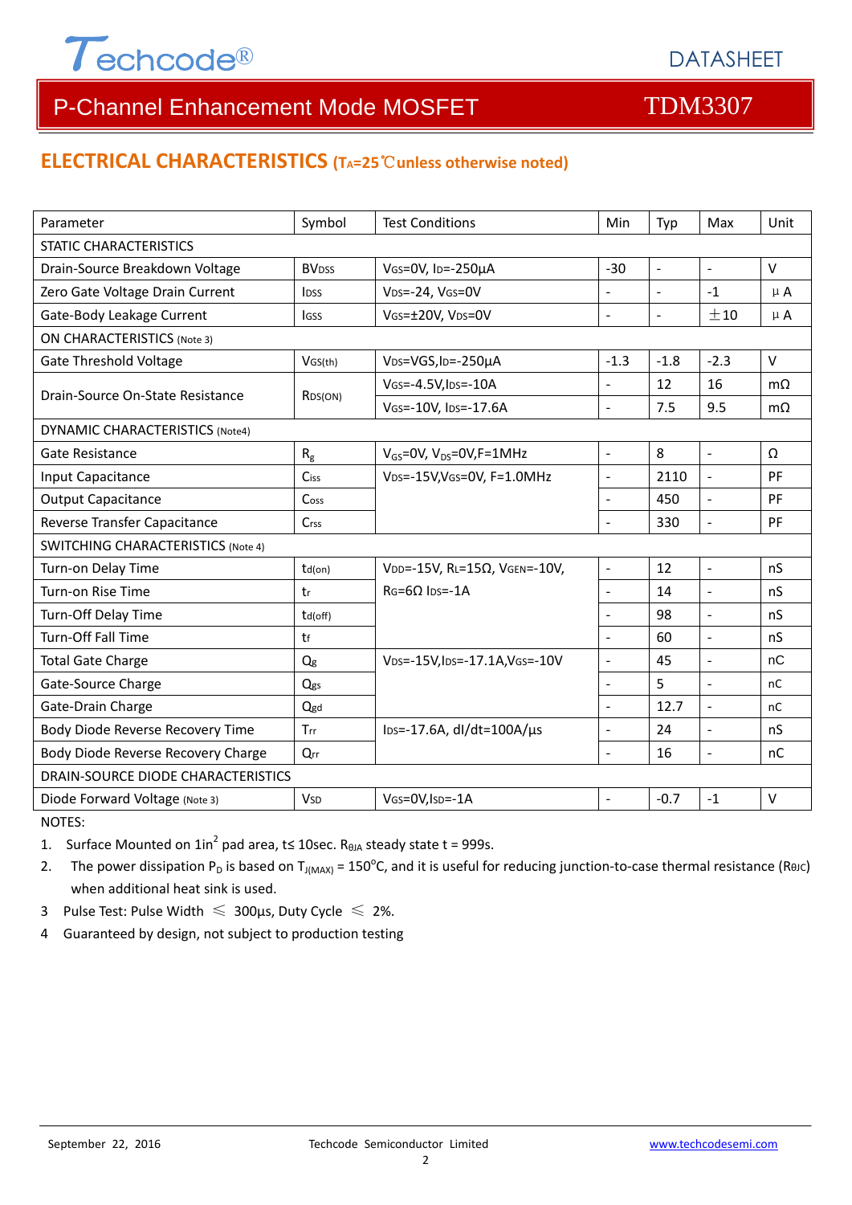## ELECTRICAL CHARACTERISTICS ($T_A$=25℃unless otherwise noted)

| Parameter | Symbol | Test Conditions | Min | Typ | Max | Unit |
|---|---|---|---|---|---|---|
| STATIC CHARACTERISTICS | | | | | | |
| Drain-Source Breakdown Voltage | $BV_{DSS}$ | $V_{GS}$=0V, $I_D$=-250µA | -30 | - | - | V |
| Zero Gate Voltage Drain Current | $I_{DSS}$ | $V_{DS}$=-24, $V_{GS}$=0V | - | - | -1 | µA |
| Gate-Body Leakage Current | $I_{GSS}$ | $V_{GS}$=±20V, $V_{DS}$=0V | - | - | ±10 | µA |
| ON CHARACTERISTICS (Note 3) | | | | | | |
| Gate Threshold Voltage | $V_{GS(th)}$ | $V_{DS}$=VGS,$I_D$=-250µA | -1.3 | -1.8 | -2.3 | V |
| Drain-Source On-State Resistance | $R_{DS(ON)}$ | $V_{GS}$=-4.5V,$I_{DS}$=-10A | - | 12 | 16 | mΩ |
| | | $V_{GS}$=-10V, $I_{DS}$=-17.6A | - | 7.5 | 9.5 | mΩ |
| DYNAMIC CHARACTERISTICS (Note4) | | | | | | |
| Gate Resistance | $R_g$ | $V_{GS}$=0V, $V_{DS}$=0V,F=1MHz | - | 8 | - | Ω |
| Input Capacitance | $C_{iss}$ | $V_{DS}$=-15V,$V_{GS}$=0V, F=1.0MHz | - | 2110 | - | PF |
| Output Capacitance | $C_{oss}$ | | - | 450 | - | PF |
| Reverse Transfer Capacitance | $C_{rss}$ | | - | 330 | - | PF |
| SWITCHING CHARACTERISTICS (Note 4) | | | | | | |
| Turn-on Delay Time | $t_{d(on)}$ | $V_{DD}$=-15V, $R_L$=15Ω, $V_{GEN}$=-10V, $R_G$=6Ω $I_{DS}$=-1A | - | 12 | - | nS |
| Turn-on Rise Time | $t_r$ | | - | 14 | - | nS |
| Turn-Off Delay Time | $t_{d(off)}$ | | - | 98 | - | nS |
| Turn-Off Fall Time | $t_f$ | | - | 60 | - | nS |
| Total Gate Charge | $Q_g$ | $V_{DS}$=-15V,$I_{DS}$=-17.1A,$V_{GS}$=-10V | - | 45 | - | nC |
| Gate-Source Charge | $Q_{gs}$ | | - | 5 | - | nC |
| Gate-Drain Charge | $Q_{gd}$ | | - | 12.7 | - | nC |
| Body Diode Reverse Recovery Time | $T_{rr}$ | $I_{DS}$=-17.6A, dI/dt=100A/µs | - | 24 | - | nS |
| Body Diode Reverse Recovery Charge | $Q_{rr}$ | | - | 16 | - | nC |
| DRAIN-SOURCE DIODE CHARACTERISTICS | | | | | | |
| Diode Forward Voltage (Note 3) | $V_{SD}$ | $V_{GS}$=0V,$I_{SD}$=-1A | - | -0.7 | -1 | V |

NOTES:

1. Surface Mounted on 1in$^2$ pad area, t≤ 10sec. $R_{\theta JA}$ steady state t = 999s.
2. The power dissipation $P_D$ is based on $T_{J(MAX)}$ = 150°C, and it is useful for reducing junction-to-case thermal resistance ($R_{\theta JC}$) when additional heat sink is used.
3. Pulse Test: Pulse Width ≤ 300µs, Duty Cycle ≤ 2%.
4. Guaranteed by design, not subject to production testing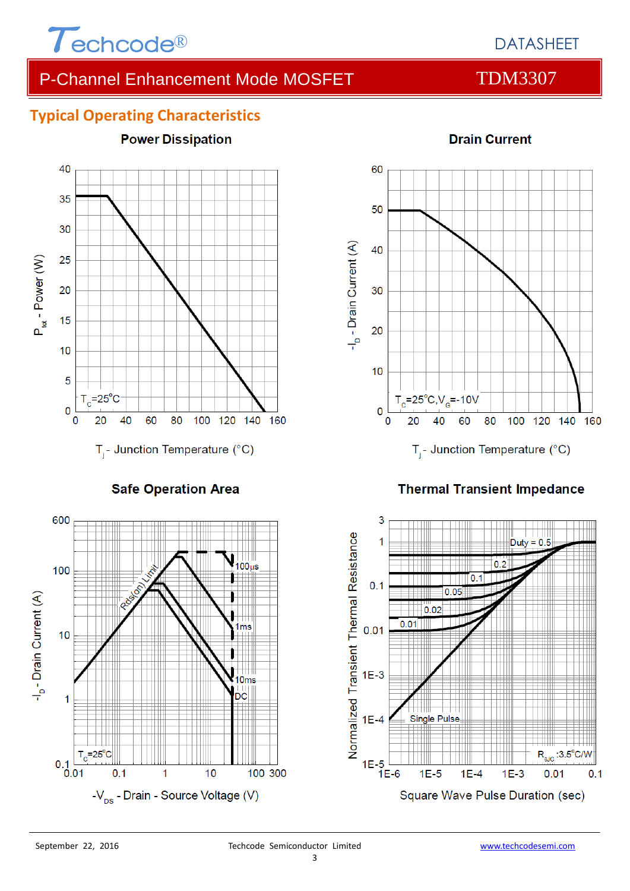## Typical Operating Characteristics

**Power Dissipation**

$P_{tot}$ - Power (W)

$T_C$=25°C

$T_j$ - Junction Temperature (°C)

**Drain Current**

$-I_D$ - Drain Current (A)

$T_C$=25°C, $V_G$=-10V

$T_j$ - Junction Temperature (°C)

**Safe Operation Area**

$-I_D$ - Drain Current (A)

Rds(on) Limit

100µs

1ms

10ms

DC

$T_C$=25°C

$-V_{DS}$ - Drain - Source Voltage (V)

**Thermal Transient Impedance**

Normalized Transient Thermal Resistance

Duty = 0.5

0.2

0.1

0.05

0.02

0.01

Single Pulse

$R_{\theta JC}$ :3.5°C/W

Square Wave Pulse Duration (sec)

September 22, 2016 Techcode Semiconductor Limited www.techcodesemi.com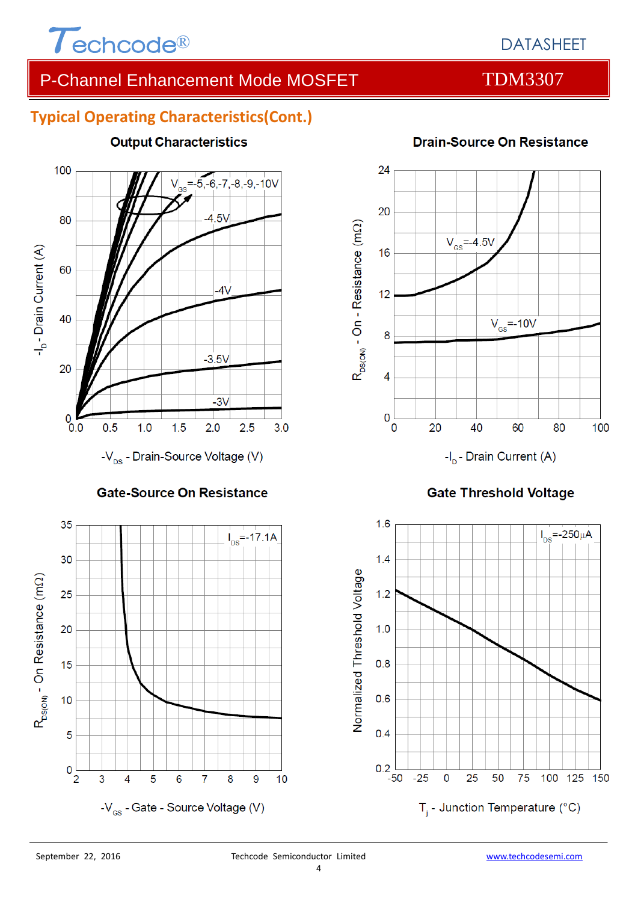## Typical Operating Characteristics(Cont.)

### Output Characteristics

$V_{GS}$=-5,-6,-7,-8,-9,-10V

-4.5V

-4V

-3.5V

-3V

$-I_D$ - Drain Current (A)

$-V_{DS}$ - Drain-Source Voltage (V)

### Drain-Source On Resistance

$V_{GS}$=-4.5V

$V_{GS}$=-10V

$R_{DS(ON)}$ - On - Resistance (mΩ)

$-I_D$ - Drain Current (A)

### Gate-Source On Resistance

$I_{DS}$=-17.1A

$R_{DS(ON)}$ - On Resistance (mΩ)

$-V_{GS}$ - Gate - Source Voltage (V)

### Gate Threshold Voltage

$I_{DS}$=-250μA

Normalized Threshold Voltage

$T_j$ - Junction Temperature (°C)

September 22, 2016 Techcode Semiconductor Limited www.techcodesemi.com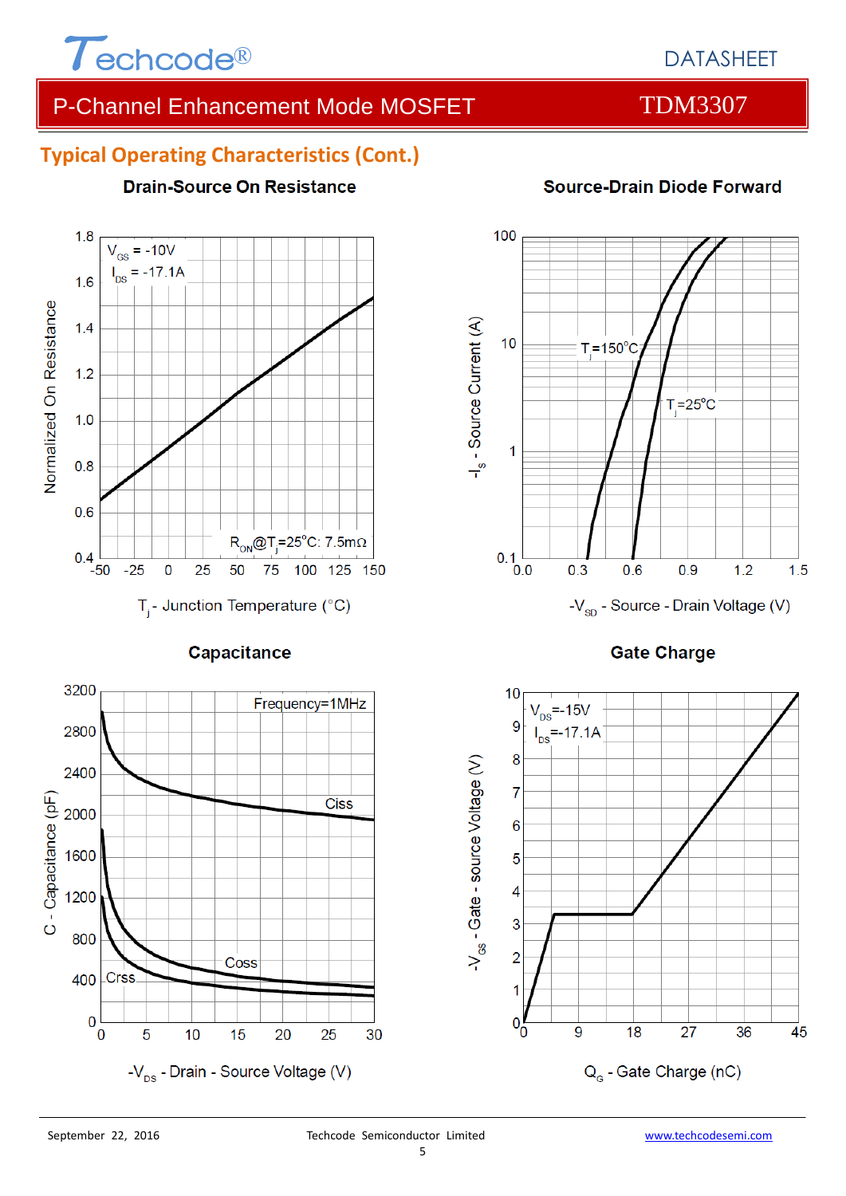## Typical Operating Characteristics (Cont.)

**Drain-Source On Resistance**

$V_{GS}$ = -10V
$I_{DS}$ = -17.1A

$R_{ON}$@$T_j$=25°C: 7.5mΩ

Normalized On Resistance

$T_j$ - Junction Temperature (°C)

**Source-Drain Diode Forward**

$T_j$=150°C

$T_j$=25°C

$-I_S$ - Source Current (A)

$-V_{SD}$ - Source - Drain Voltage (V)

**Capacitance**

Frequency=1MHz

Ciss

Coss

Crss

C - Capacitance (pF)

$-V_{DS}$ - Drain - Source Voltage (V)

**Gate Charge**

$V_{DS}$=-15V
$I_{DS}$=-17.1A

$-V_{GS}$ - Gate - source Voltage (V)

$Q_G$ - Gate Charge (nC)

September 22, 2016 Techcode Semiconductor Limited www.techcodesemi.com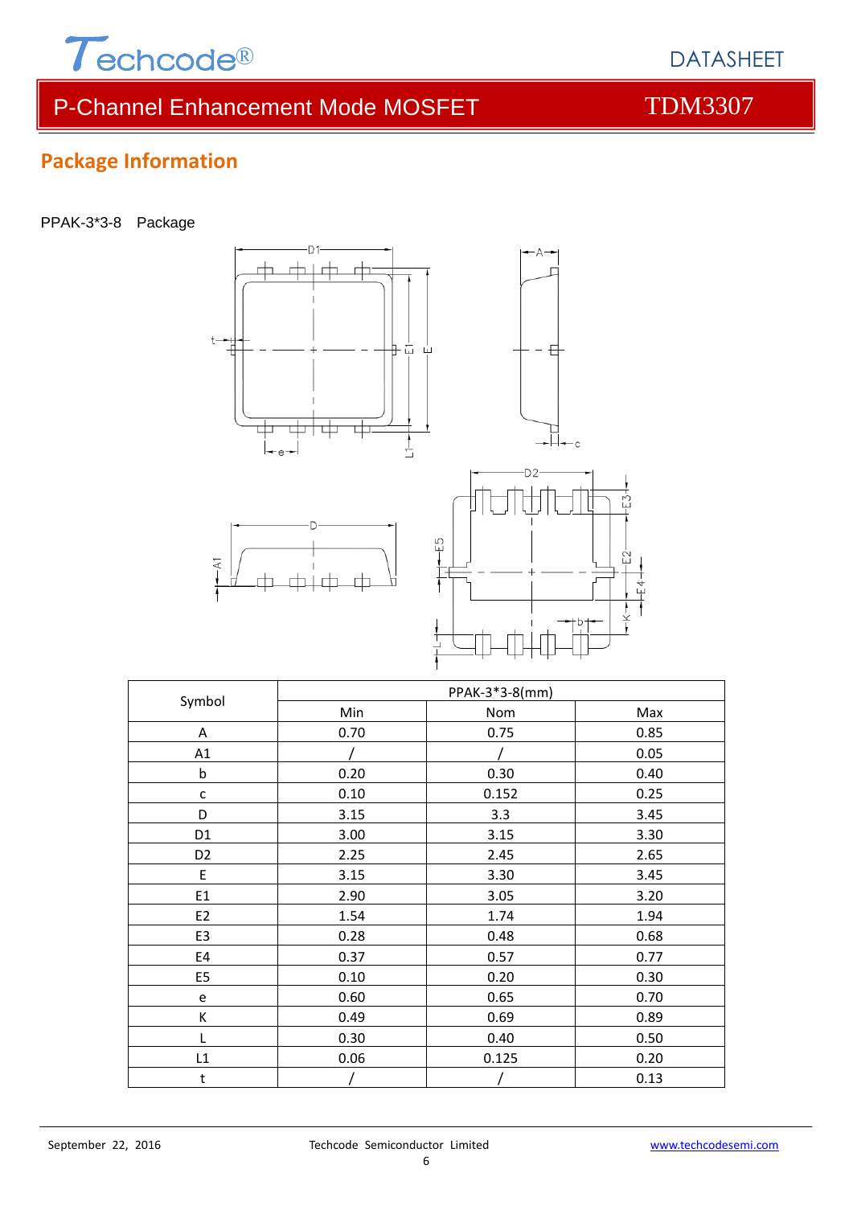## Package Information

PPAK-3*3-8 Package

| Symbol | PPAK-3*3-8(mm) | | |
|---|---|---|---|
| | Min | Nom | Max |
| A | 0.70 | 0.75 | 0.85 |
| A1 | / | / | 0.05 |
| b | 0.20 | 0.30 | 0.40 |
| c | 0.10 | 0.152 | 0.25 |
| D | 3.15 | 3.3 | 3.45 |
| D1 | 3.00 | 3.15 | 3.30 |
| D2 | 2.25 | 2.45 | 2.65 |
| E | 3.15 | 3.30 | 3.45 |
| E1 | 2.90 | 3.05 | 3.20 |
| E2 | 1.54 | 1.74 | 1.94 |
| E3 | 0.28 | 0.48 | 0.68 |
| E4 | 0.37 | 0.57 | 0.77 |
| E5 | 0.10 | 0.20 | 0.30 |
| e | 0.60 | 0.65 | 0.70 |
| K | 0.49 | 0.69 | 0.89 |
| L | 0.30 | 0.40 | 0.50 |
| L1 | 0.06 | 0.125 | 0.20 |
| t | / | / | 0.13 |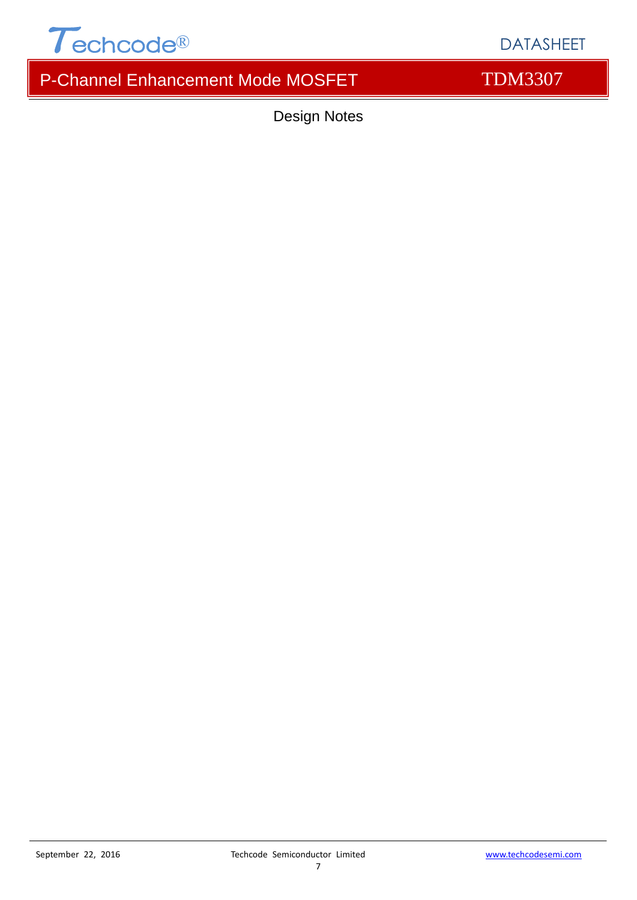## Design Notes